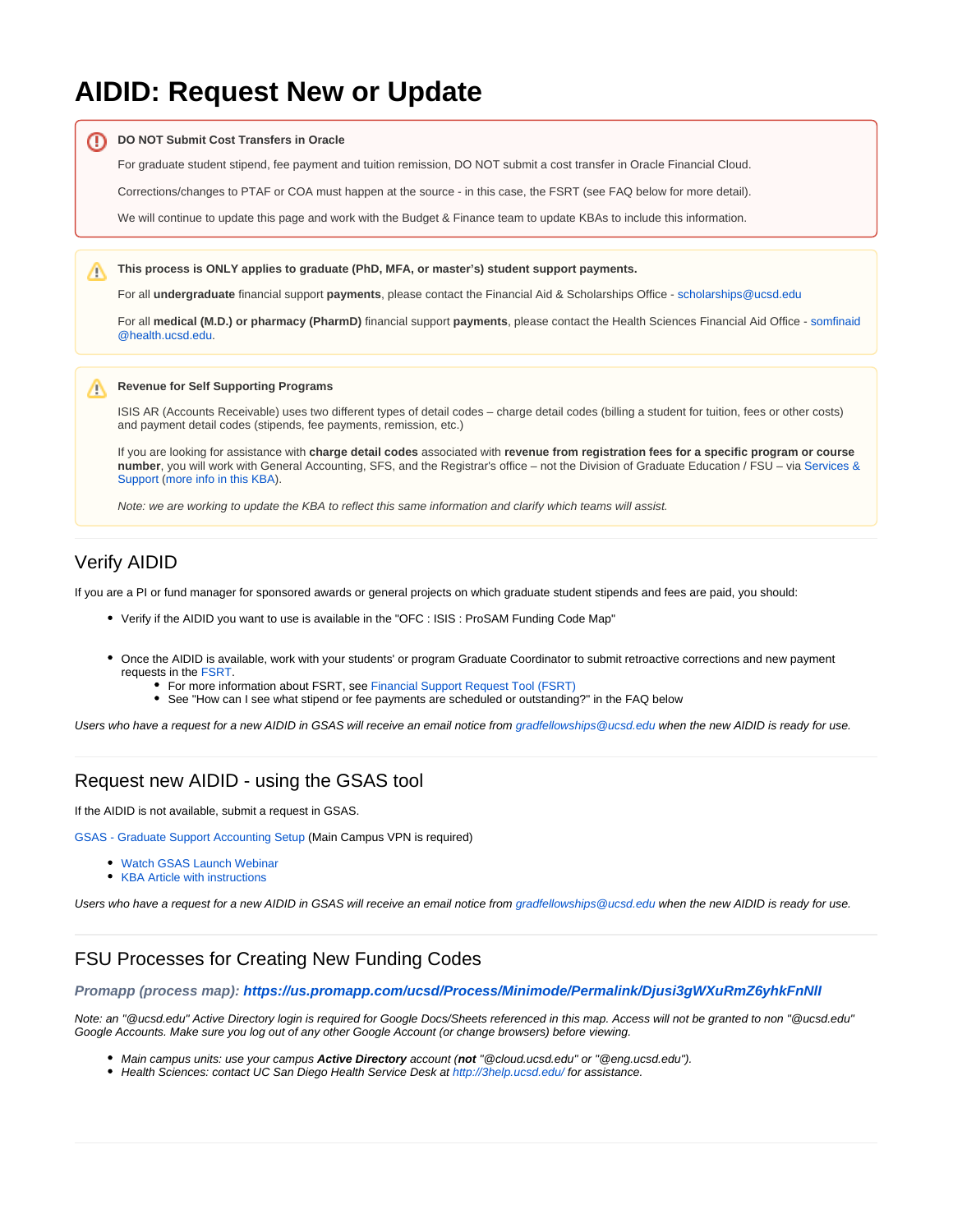# AIDID: Request New or Update

**DO NOT Submit Cost Transfers in Oracle**

For graduate student stipend, fee payment and tuition remission, DO NOT submit a cost transfer in Oracle Financial Cloud.

Corrections/changes to PTAF or COA must happen at the source - in this case, the FSRT (see FAQ below for more detail).

We will continue to update this page and work with the Budget & Finance team to update KBAs to include this information.

**This process is ONLY applies to graduate (PhD, MFA, or master's) student support payments.**

For all **undergraduate** financial support **payments**, please contact the Financial Aid & Scholarships Office - scholarships@ucsd.edu

For all **medical (M.D.) or pharmacy (PharmD)** financial support **payments**, please contact the Health Sciences Financial Aid Office - somfinaid@health.ucsd.edu.

**Revenue for Self Supporting Programs**

ISIS AR (Accounts Receivable) uses two different types of detail codes – charge detail codes (billing a student for tuition, fees or other costs) and payment detail codes (stipends, fee payments, remission, etc.)

If you are looking for assistance with **charge detail codes** associated with **revenue from registration fees for a specific program or course number**, you will work with General Accounting, SFS, and the Registrar's office – not the Division of Graduate Education / FSU – via Services & Support (more info in this KBA).

*Note: we are working to update the KBA to reflect this same information and clarify which teams will assist.*

## Verify AIDID

If you are a PI or fund manager for sponsored awards or general projects on which graduate student stipends and fees are paid, you should:

- Verify if the AIDID you want to use is available in the "OFC : ISIS : ProSAM Funding Code Map"

- Once the AIDID is available, work with your students' or program Graduate Coordinator to submit retroactive corrections and new payment requests in the FSRT.
  - For more information about FSRT, see Financial Support Request Tool (FSRT)
  - See "How can I see what stipend or fee payments are scheduled or outstanding?" in the FAQ below

*Users who have a request for a new AIDID in GSAS will receive an email notice from gradfellowships@ucsd.edu when the new AIDID is ready for use.*

## Request new AIDID - using the GSAS tool

If the AIDID is not available, submit a request in GSAS.

GSAS - Graduate Support Accounting Setup (Main Campus VPN is required)

- Watch GSAS Launch Webinar
- KBA Article with instructions

*Users who have a request for a new AIDID in GSAS will receive an email notice from gradfellowships@ucsd.edu when the new AIDID is ready for use.*

## FSU Processes for Creating New Funding Codes

***Promapp (process map): https://us.promapp.com/ucsd/Process/Minimode/Permalink/Djusi3gWXuRmZ6yhkFnNlI***

*Note: an "@ucsd.edu" Active Directory login is required for Google Docs/Sheets referenced in this map. Access will not be granted to non "@ucsd.edu" Google Accounts. Make sure you log out of any other Google Account (or change browsers) before viewing.*

- *Main campus units: use your campus **Active Directory** account (**not** "@cloud.ucsd.edu" or "@eng.ucsd.edu").*
- *Health Sciences: contact UC San Diego Health Service Desk at http://3help.ucsd.edu/ for assistance.*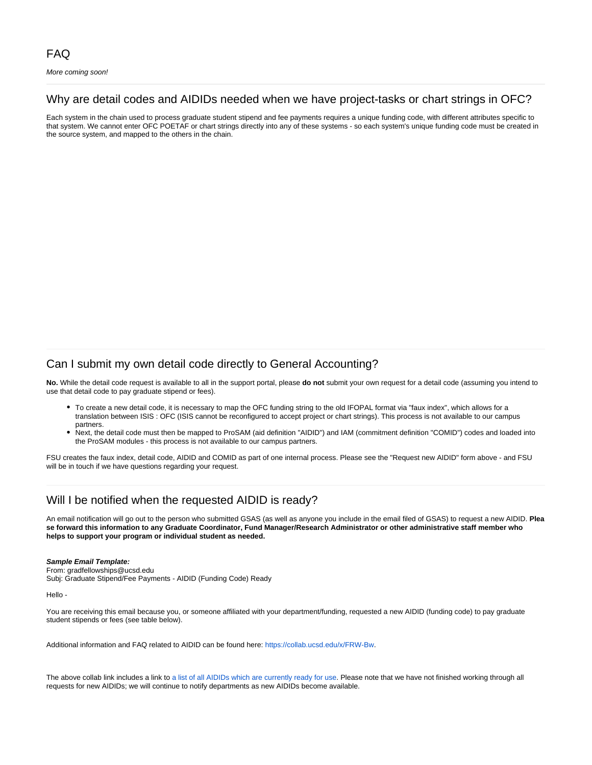# FAQ

*More coming soon!*

## Why are detail codes and AIDIDs needed when we have project-tasks or chart strings in OFC?

Each system in the chain used to process graduate student stipend and fee payments requires a unique funding code, with different attributes specific to that system. We cannot enter OFC POETAF or chart strings directly into any of these systems - so each system's unique funding code must be created in the source system, and mapped to the others in the chain.

## Can I submit my own detail code directly to General Accounting?

**No.** While the detail code request is available to all in the support portal, please **do not** submit your own request for a detail code (assuming you intend to use that detail code to pay graduate stipend or fees).

- To create a new detail code, it is necessary to map the OFC funding string to the old IFOPAL format via "faux index", which allows for a translation between ISIS : OFC (ISIS cannot be reconfigured to accept project or chart strings). This process is not available to our campus partners.
- Next, the detail code must then be mapped to ProSAM (aid definition "AIDID") and IAM (commitment definition "COMID") codes and loaded into the ProSAM modules - this process is not available to our campus partners.

FSU creates the faux index, detail code, AIDID and COMID as part of one internal process. Please see the "Request new AIDID" form above - and FSU will be in touch if we have questions regarding your request.

## Will I be notified when the requested AIDID is ready?

An email notification will go out to the person who submitted GSAS (as well as anyone you include in the email filed of GSAS) to request a new AIDID. **Please forward this information to any Graduate Coordinator, Fund Manager/Research Administrator or other administrative staff member who helps to support your program or individual student as needed.**

***Sample Email Template:***
From: gradfellowships@ucsd.edu
Subj: Graduate Stipend/Fee Payments - AIDID (Funding Code) Ready

Hello -

You are receiving this email because you, or someone affiliated with your department/funding, requested a new AIDID (funding code) to pay graduate student stipends or fees (see table below).

Additional information and FAQ related to AIDID can be found here: https://collab.ucsd.edu/x/FRW-Bw.

The above collab link includes a link to a list of all AIDIDs which are currently ready for use. Please note that we have not finished working through all requests for new AIDIDs; we will continue to notify departments as new AIDIDs become available.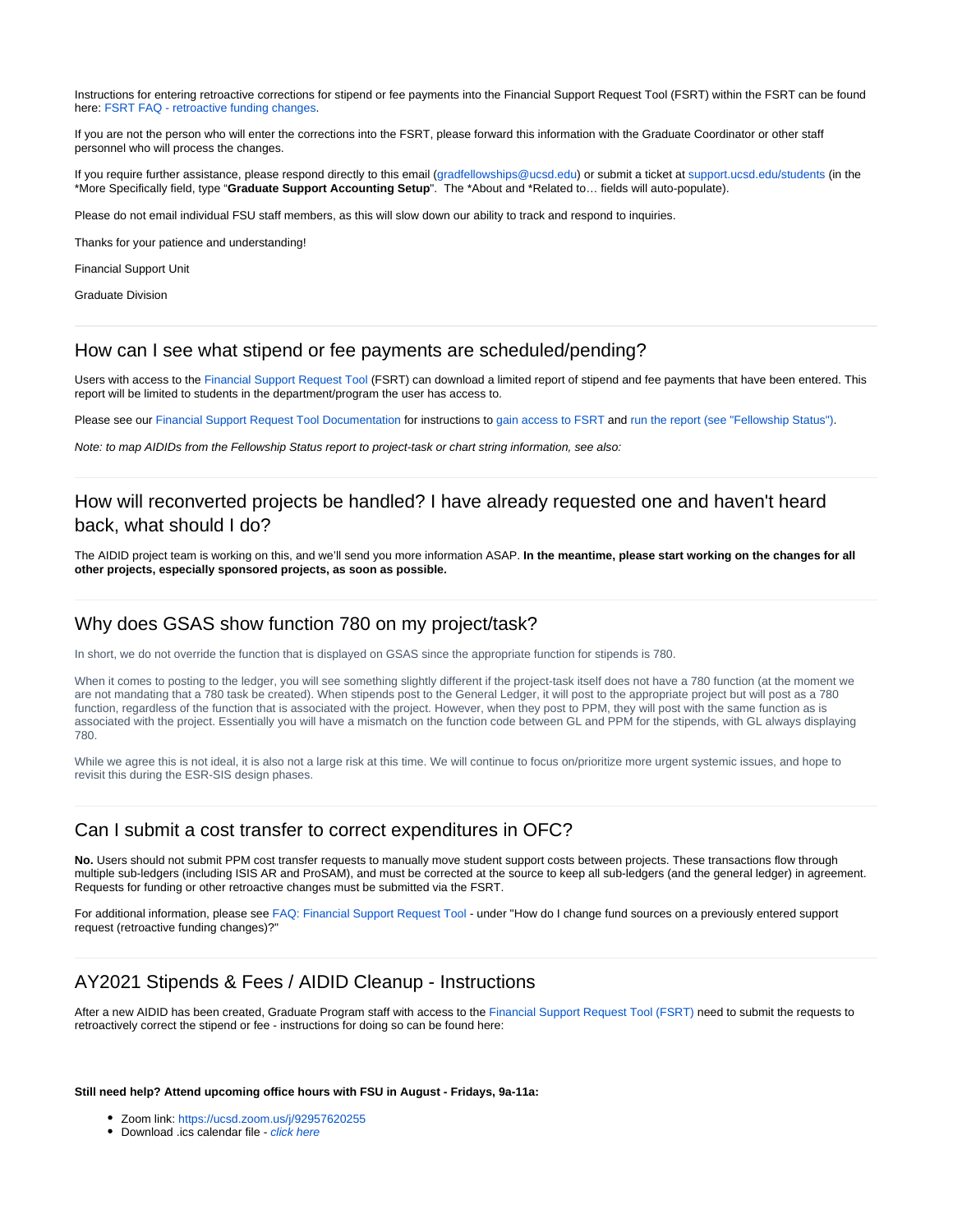Instructions for entering retroactive corrections for stipend or fee payments into the Financial Support Request Tool (FSRT) within the FSRT can be found here: FSRT FAQ - retroactive funding changes.

If you are not the person who will enter the corrections into the FSRT, please forward this information with the Graduate Coordinator or other staff personnel who will process the changes.

If you require further assistance, please respond directly to this email (gradfellowships@ucsd.edu) or submit a ticket at support.ucsd.edu/students (in the *More Specifically field, type "**Graduate Support Accounting Setup**". The *About and *Related to… fields will auto-populate).

Please do not email individual FSU staff members, as this will slow down our ability to track and respond to inquiries.

Thanks for your patience and understanding!

Financial Support Unit

Graduate Division

---

## How can I see what stipend or fee payments are scheduled/pending?

Users with access to the Financial Support Request Tool (FSRT) can download a limited report of stipend and fee payments that have been entered. This report will be limited to students in the department/program the user has access to.

Please see our Financial Support Request Tool Documentation for instructions to gain access to FSRT and run the report (see "Fellowship Status").

*Note: to map AIDIDs from the Fellowship Status report to project-task or chart string information, see also:*

---

## How will reconverted projects be handled? I have already requested one and haven't heard back, what should I do?

The AIDID project team is working on this, and we'll send you more information ASAP. **In the meantime, please start working on the changes for all other projects, especially sponsored projects, as soon as possible.**

---

## Why does GSAS show function 780 on my project/task?

In short, we do not override the function that is displayed on GSAS since the appropriate function for stipends is 780.

When it comes to posting to the ledger, you will see something slightly different if the project-task itself does not have a 780 function (at the moment we are not mandating that a 780 task be created). When stipends post to the General Ledger, it will post to the appropriate project but will post as a 780 function, regardless of the function that is associated with the project. However, when they post to PPM, they will post with the same function as is associated with the project. Essentially you will have a mismatch on the function code between GL and PPM for the stipends, with GL always displaying 780.

While we agree this is not ideal, it is also not a large risk at this time. We will continue to focus on/prioritize more urgent systemic issues, and hope to revisit this during the ESR-SIS design phases.

---

## Can I submit a cost transfer to correct expenditures in OFC?

**No.** Users should not submit PPM cost transfer requests to manually move student support costs between projects. These transactions flow through multiple sub-ledgers (including ISIS AR and ProSAM), and must be corrected at the source to keep all sub-ledgers (and the general ledger) in agreement. Requests for funding or other retroactive changes must be submitted via the FSRT.

For additional information, please see FAQ: Financial Support Request Tool - under "How do I change fund sources on a previously entered support request (retroactive funding changes)?"

---

## AY2021 Stipends & Fees / AIDID Cleanup - Instructions

After a new AIDID has been created, Graduate Program staff with access to the Financial Support Request Tool (FSRT) need to submit the requests to retroactively correct the stipend or fee - instructions for doing so can be found here:

**Still need help? Attend upcoming office hours with FSU in August - Fridays, 9a-11a:**

- Zoom link: https://ucsd.zoom.us/j/92957620255
- Download .ics calendar file - *click here*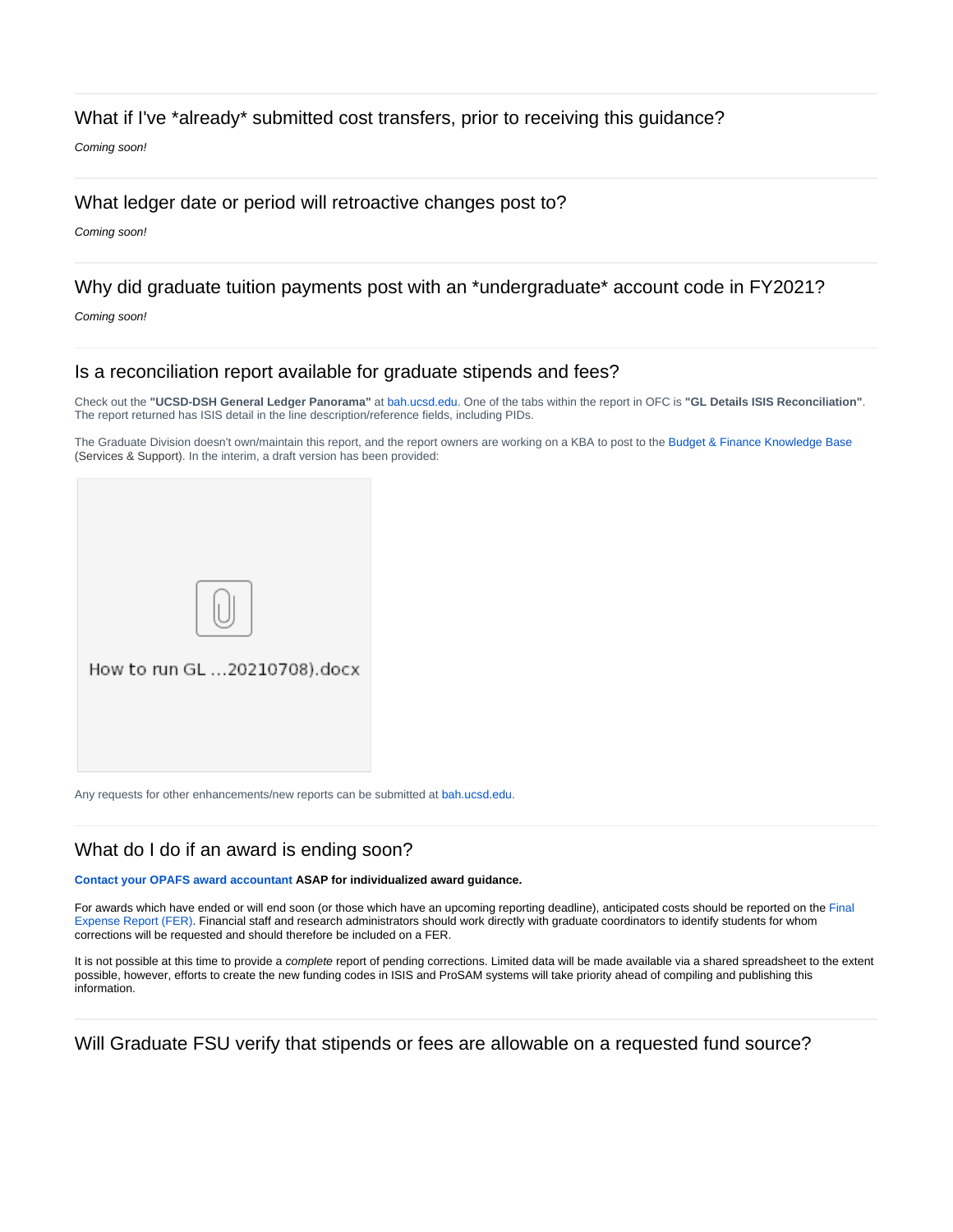## What if I've *already* submitted cost transfers, prior to receiving this guidance?

*Coming soon!*

## What ledger date or period will retroactive changes post to?

*Coming soon!*

## Why did graduate tuition payments post with an *undergraduate* account code in FY2021?

*Coming soon!*

## Is a reconciliation report available for graduate stipends and fees?

Check out the **"UCSD-DSH General Ledger Panorama"** at bah.ucsd.edu. One of the tabs within the report in OFC is **"GL Details ISIS Reconciliation"**. The report returned has ISIS detail in the line description/reference fields, including PIDs.

The Graduate Division doesn't own/maintain this report, and the report owners are working on a KBA to post to the Budget & Finance Knowledge Base (Services & Support). In the interim, a draft version has been provided:

How to run GL ...20210708).docx

Any requests for other enhancements/new reports can be submitted at bah.ucsd.edu.

## What do I do if an award is ending soon?

**Contact your OPAFS award accountant ASAP for individualized award guidance.**

For awards which have ended or will end soon (or those which have an upcoming reporting deadline), anticipated costs should be reported on the Final Expense Report (FER). Financial staff and research administrators should work directly with graduate coordinators to identify students for whom corrections will be requested and should therefore be included on a FER.

It is not possible at this time to provide a *complete* report of pending corrections. Limited data will be made available via a shared spreadsheet to the extent possible, however, efforts to create the new funding codes in ISIS and ProSAM systems will take priority ahead of compiling and publishing this information.

## Will Graduate FSU verify that stipends or fees are allowable on a requested fund source?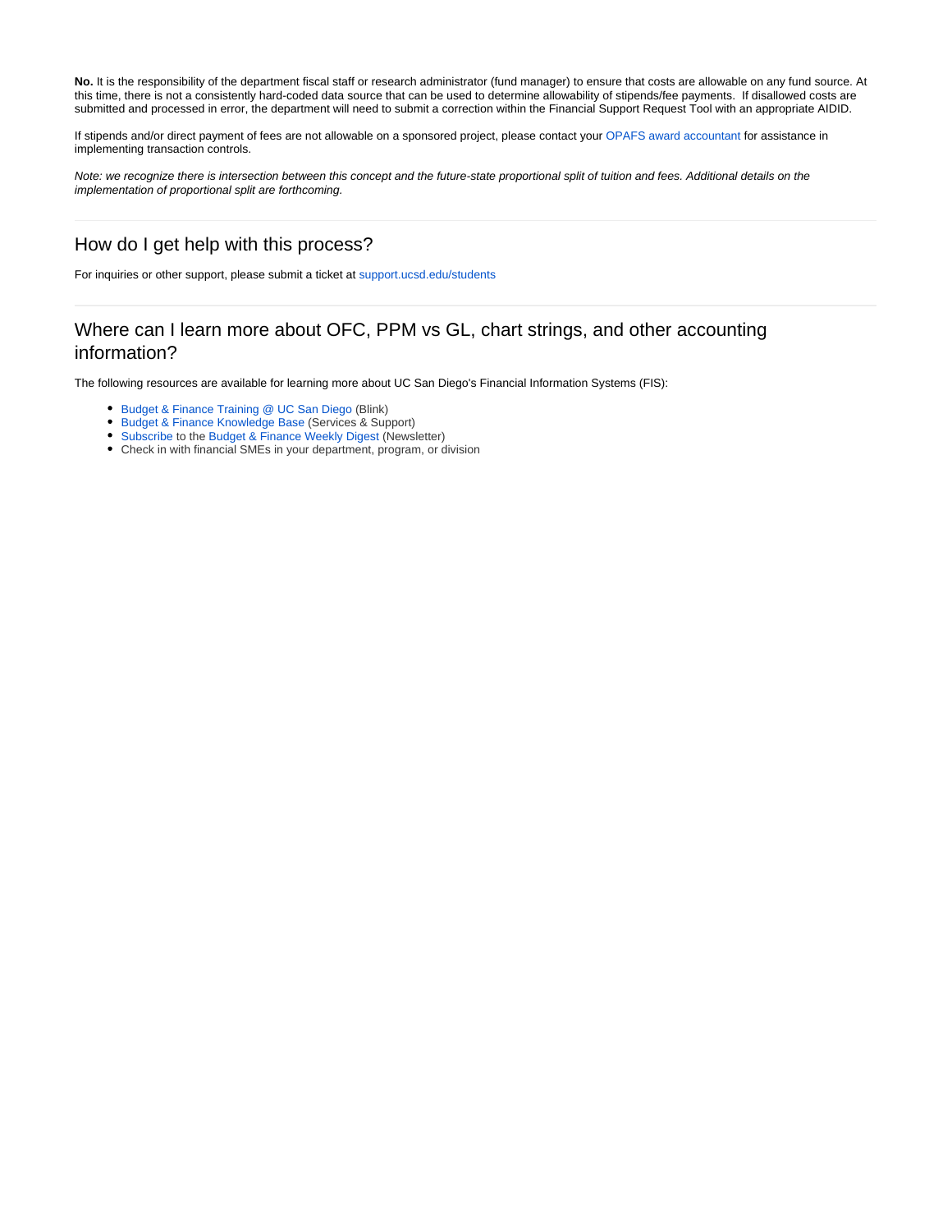**No.** It is the responsibility of the department fiscal staff or research administrator (fund manager) to ensure that costs are allowable on any fund source. At this time, there is not a consistently hard-coded data source that can be used to determine allowability of stipends/fee payments. If disallowed costs are submitted and processed in error, the department will need to submit a correction within the Financial Support Request Tool with an appropriate AIDID.

If stipends and/or direct payment of fees are not allowable on a sponsored project, please contact your OPAFS award accountant for assistance in implementing transaction controls.

*Note: we recognize there is intersection between this concept and the future-state proportional split of tuition and fees. Additional details on the implementation of proportional split are forthcoming.*

---

## How do I get help with this process?

For inquiries or other support, please submit a ticket at support.ucsd.edu/students

---

## Where can I learn more about OFC, PPM vs GL, chart strings, and other accounting information?

The following resources are available for learning more about UC San Diego's Financial Information Systems (FIS):

- Budget & Finance Training @ UC San Diego (Blink)
- Budget & Finance Knowledge Base (Services & Support)
- Subscribe to the Budget & Finance Weekly Digest (Newsletter)
- Check in with financial SMEs in your department, program, or division